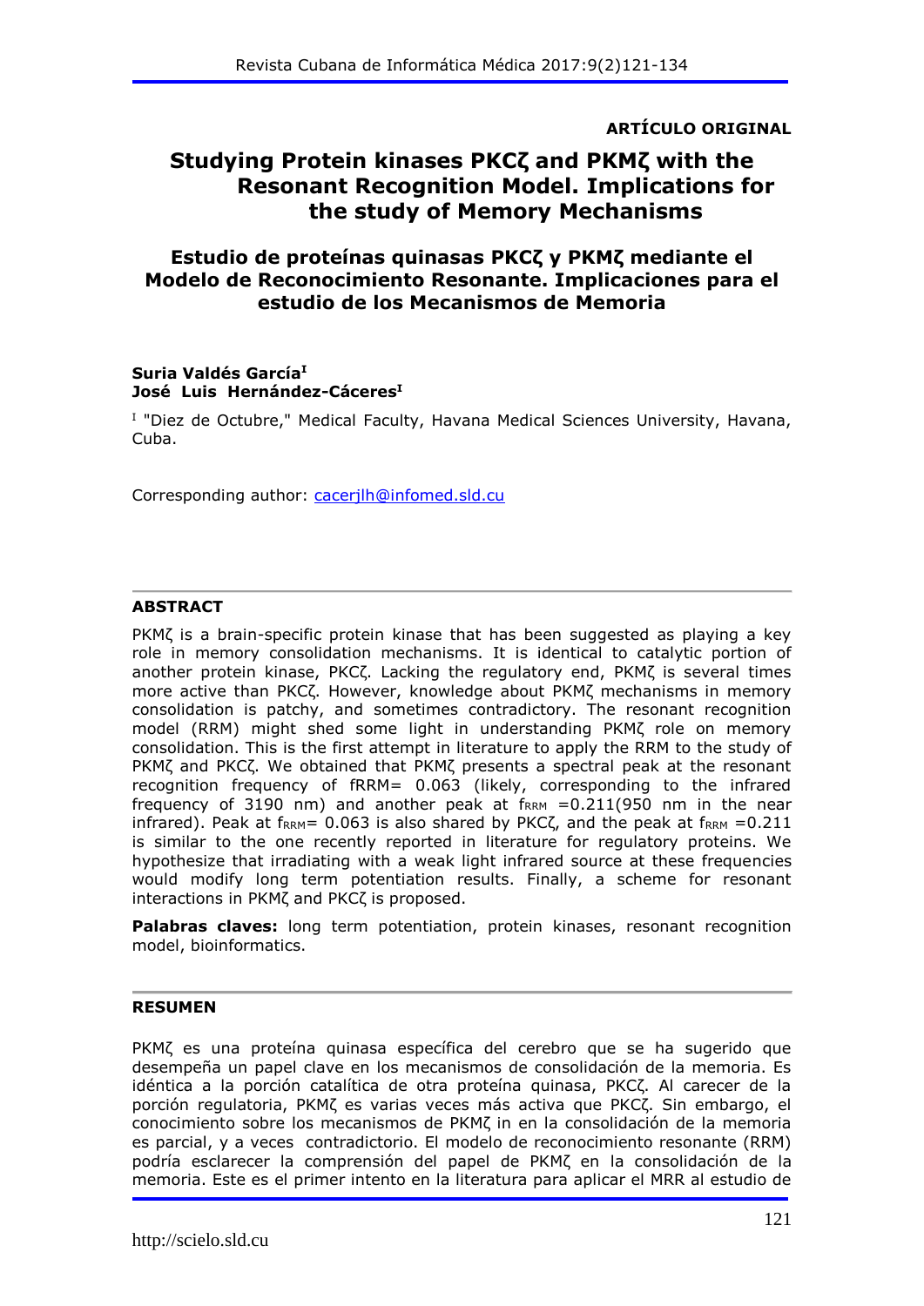**ARTÍCULO ORIGINAL**

# Studying Protein kinases PKCζ and PKMζ with the Resonant Recognition Model. Implications for the study of Memory Mechanisms

## Estudio de proteínas quinasas PKCζ y PKMζ mediante el Modelo de Reconocimiento Resonante. Implicaciones para el estudio de los Mecanismos de Memoria

**Suria Valdés García[I]**
**José Luis Hernández-Cáceres[I]**

[I] "Diez de Octubre," Medical Faculty, Havana Medical Sciences University, Havana, Cuba.

Corresponding author: cacerjlh@infomed.sld.cu

---

### ABSTRACT

PKMζ is a brain-specific protein kinase that has been suggested as playing a key role in memory consolidation mechanisms. It is identical to catalytic portion of another protein kinase, PKCζ. Lacking the regulatory end, PKMζ is several times more active than PKCζ. However, knowledge about PKMζ mechanisms in memory consolidation is patchy, and sometimes contradictory. The resonant recognition model (RRM) might shed some light in understanding PKMζ role on memory consolidation. This is the first attempt in literature to apply the RRM to the study of PKMζ and PKCζ. We obtained that PKMζ presents a spectral peak at the resonant recognition frequency of fRRM= 0.063 (likely, corresponding to the infrared frequency of 3190 nm) and another peak at $f_{RRM}$ =0.211(950 nm in the near infrared). Peak at $f_{RRM}$= 0.063 is also shared by PKCζ, and the peak at $f_{RRM}$ =0.211 is similar to the one recently reported in literature for regulatory proteins. We hypothesize that irradiating with a weak light infrared source at these frequencies would modify long term potentiation results. Finally, a scheme for resonant interactions in PKMζ and PKCζ is proposed.

**Palabras claves:** long term potentiation, protein kinases, resonant recognition model, bioinformatics.

---

### RESUMEN

PKMζ es una proteína quinasa específica del cerebro que se ha sugerido que desempeña un papel clave en los mecanismos de consolidación de la memoria. Es idéntica a la porción catalítica de otra proteína quinasa, PKCζ. Al carecer de la porción regulatoria, PKMζ es varias veces más activa que PKCζ. Sin embargo, el conocimiento sobre los mecanismos de PKMζ in en la consolidación de la memoria es parcial, y a veces contradictorio. El modelo de reconocimiento resonante (RRM) podría esclarecer la comprensión del papel de PKMζ en la consolidación de la memoria. Este es el primer intento en la literatura para aplicar el MRR al estudio de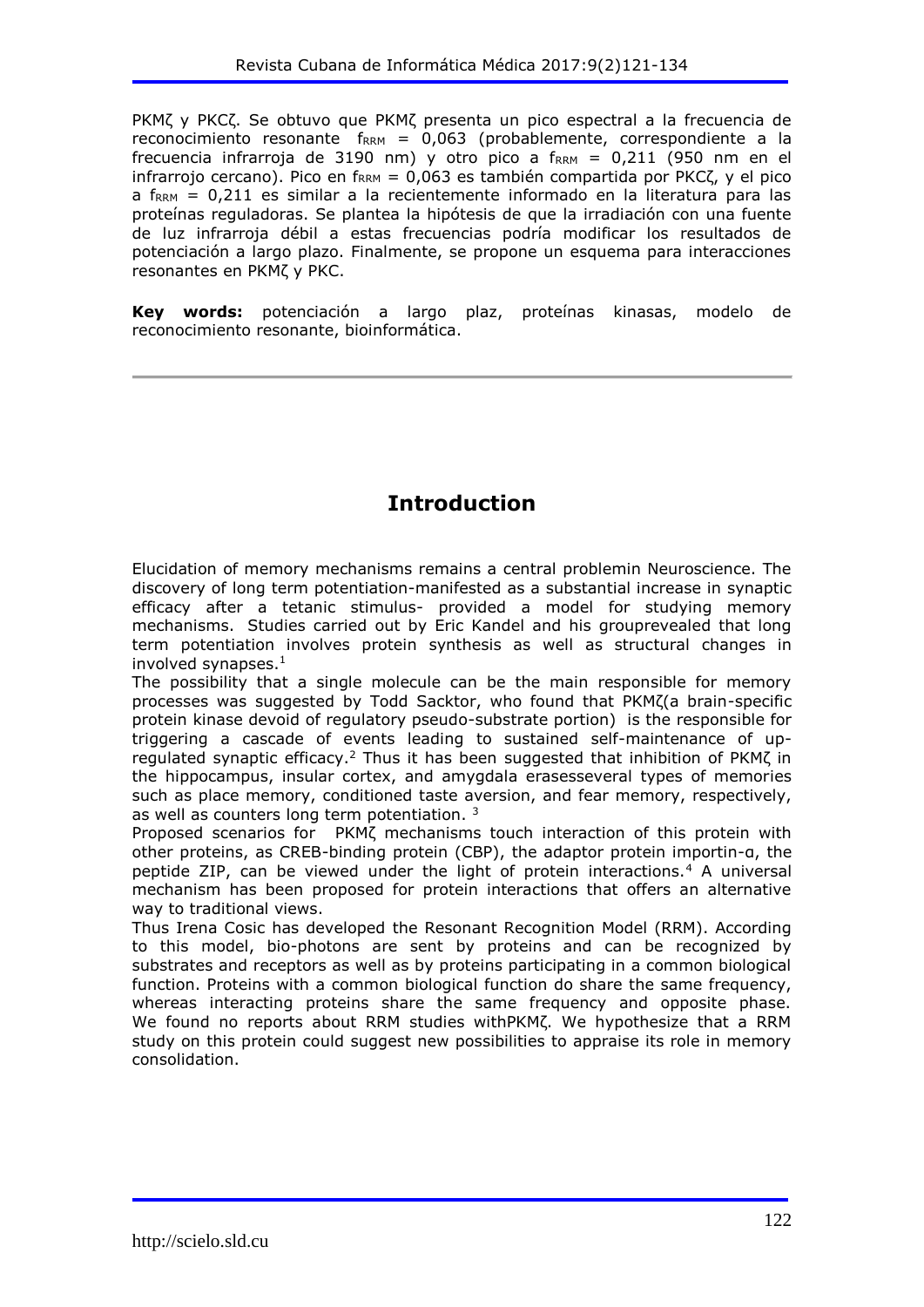PKMζ y PKCζ. Se obtuvo que PKMζ presenta un pico espectral a la frecuencia de reconocimiento resonante $f_{RRM}$ = 0,063 (probablemente, correspondiente a la frecuencia infrarroja de 3190 nm) y otro pico a $f_{RRM}$ = 0,211 (950 nm en el infrarrojo cercano). Pico en $f_{RRM}$ = 0,063 es también compartida por PKCζ, y el pico a $f_{RRM}$ = 0,211 es similar a la recientemente informado en la literatura para las proteínas reguladoras. Se plantea la hipótesis de que la irradiación con una fuente de luz infrarroja débil a estas frecuencias podría modificar los resultados de potenciación a largo plazo. Finalmente, se propone un esquema para interacciones resonantes en PKMζ y PKC.

**Key words:** potenciación a largo plaz, proteínas kinasas, modelo de reconocimiento resonante, bioinformática.

## Introduction

Elucidation of memory mechanisms remains a central problemin Neuroscience. The discovery of long term potentiation-manifested as a substantial increase in synaptic efficacy after a tetanic stimulus- provided a model for studying memory mechanisms. Studies carried out by Eric Kandel and his grouprevealed that long term potentiation involves protein synthesis as well as structural changes in involved synapses.[1]

The possibility that a single molecule can be the main responsible for memory processes was suggested by Todd Sacktor, who found that PKMζ(a brain-specific protein kinase devoid of regulatory pseudo-substrate portion) is the responsible for triggering a cascade of events leading to sustained self-maintenance of up-regulated synaptic efficacy.[2] Thus it has been suggested that inhibition of PKMζ in the hippocampus, insular cortex, and amygdala erasesseveral types of memories such as place memory, conditioned taste aversion, and fear memory, respectively, as well as counters long term potentiation. [3]

Proposed scenarios for PKMζ mechanisms touch interaction of this protein with other proteins, as CREB-binding protein (CBP), the adaptor protein importin-α, the peptide ZIP, can be viewed under the light of protein interactions.[4] A universal mechanism has been proposed for protein interactions that offers an alternative way to traditional views.

Thus Irena Cosic has developed the Resonant Recognition Model (RRM). According to this model, bio-photons are sent by proteins and can be recognized by substrates and receptors as well as by proteins participating in a common biological function. Proteins with a common biological function do share the same frequency, whereas interacting proteins share the same frequency and opposite phase. We found no reports about RRM studies withPKMζ. We hypothesize that a RRM study on this protein could suggest new possibilities to appraise its role in memory consolidation.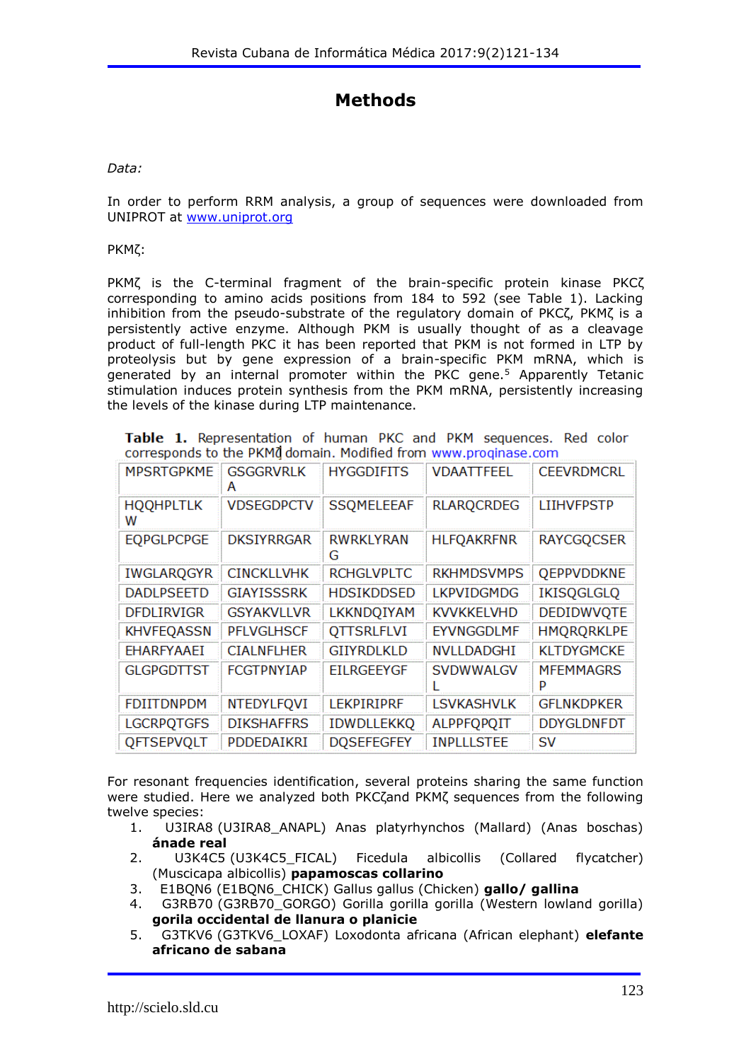# Methods

*Data:*

In order to perform RRM analysis, a group of sequences were downloaded from UNIPROT at www.uniprot.org

PKMζ:

PKMζ is the C-terminal fragment of the brain-specific protein kinase PKCζ corresponding to amino acids positions from 184 to 592 (see Table 1). Lacking inhibition from the pseudo-substrate of the regulatory domain of PKCζ, PKMζ is a persistently active enzyme. Although PKM is usually thought of as a cleavage product of full-length PKC it has been reported that PKM is not formed in LTP by proteolysis but by gene expression of a brain-specific PKM mRNA, which is generated by an internal promoter within the PKC gene.[5] Apparently Tetanic stimulation induces protein synthesis from the PKM mRNA, persistently increasing the levels of the kinase during LTP maintenance.

**Table 1.** Representation of human PKC and PKM sequences. Red color corresponds to the PKMζ domain. Modified from www.proqinase.com

| | | | | |
|---|---|---|---|---|
| MPSRTGPKME | GSGGRVRLKA | HYGGDIFITS | VDAATTFEEL | CEEVRDMCRL |
| HQQHPLTLKW | VDSEGDPCTV | SSQMELEEAF | RLARQCRDEG | LIIHVFPSTP |
| EQPGLPCPGE | DKSIYRRGAR | RWRKLYRANG | HLFQAKRFNR | RAYCGQCSER |
| IWGLARQGYR | CINCKLLVHK | RCHGLVPLTC | RKHMDSVMPS | QEPPVDDKNE |
| DADLPSEETD | GIAYISSSRK | HDSIKDDSED | LKPVIDGMDG | IKISQGLGLQ |
| DFDLIRVIGR | GSYAKVLLVR | LKKNDQIYAM | KVVKKELVHD | DEDIDWVQTE |
| KHVFEQASSN | PFLVGLHSCF | QTTSRLFLVI | EYVNGGDLMF | HMQRQRKLPE |
| EHARFYAAEI | CIALNFLHER | GIIYRDLKLD | NVLLDADGHI | KLTDYGMCKE |
| GLGPGDTTST | FCGTPNYIAP | EILRGEEYGF | SVDWWALGVL | MFEMMAGRSP |
| FDIITDNPDM | NTEDYLFQVI | LEKPIRIPRF | LSVKASHVLK | GFLNKDPKER |
| LGCRPQTGFS | DIKSHAFFRS | IDWDLLEKKQ | ALPPFQPQIT | DDYGLDNFDT |
| QFTSEPVQLT | PDDEDAIKRI | DQSEFEGFEY | INPLLLSTEE | SV |

For resonant frequencies identification, several proteins sharing the same function were studied. Here we analyzed both PKCζand PKMζ sequences from the following twelve species:

1. U3IRA8 (U3IRA8_ANAPL) Anas platyrhynchos (Mallard) (Anas boschas) **ánade real**
2. U3K4C5 (U3K4C5_FICAL) Ficedula albicollis (Collared flycatcher) (Muscicapa albicollis) **papamoscas collarino**
3. E1BQN6 (E1BQN6_CHICK) Gallus gallus (Chicken) **gallo/ gallina**
4. G3RB70 (G3RB70_GORGO) Gorilla gorilla gorilla (Western lowland gorilla) **gorila occidental de llanura o planicie**
5. G3TKV6 (G3TKV6_LOXAF) Loxodonta africana (African elephant) **elefante africano de sabana**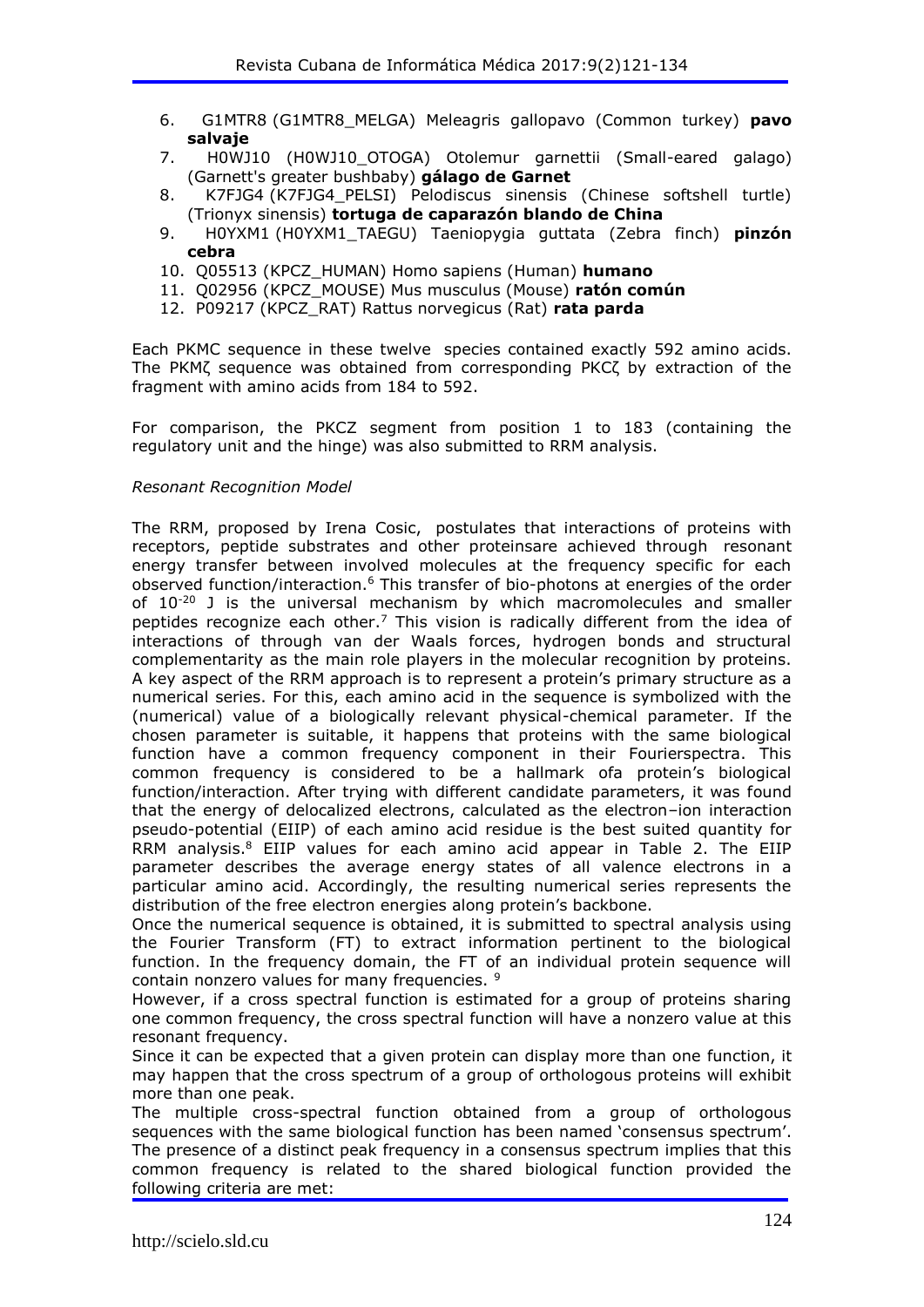6. G1MTR8 (G1MTR8_MELGA) Meleagris gallopavo (Common turkey) **pavo salvaje**
7. H0WJ10 (H0WJ10_OTOGA) Otolemur garnettii (Small-eared galago) (Garnett's greater bushbaby) **gálago de Garnet**
8. K7FJG4 (K7FJG4_PELSI) Pelodiscus sinensis (Chinese softshell turtle) (Trionyx sinensis) **tortuga de caparazón blando de China**
9. H0YXM1 (H0YXM1_TAEGU) Taeniopygia guttata (Zebra finch) **pinzón cebra**
10. Q05513 (KPCZ_HUMAN) Homo sapiens (Human) **humano**
11. Q02956 (KPCZ_MOUSE) Mus musculus (Mouse) **ratón común**
12. P09217 (KPCZ_RAT) Rattus norvegicus (Rat) **rata parda**

Each PKMC sequence in these twelve species contained exactly 592 amino acids. The PKMζ sequence was obtained from corresponding PKCζ by extraction of the fragment with amino acids from 184 to 592.

For comparison, the PKCZ segment from position 1 to 183 (containing the regulatory unit and the hinge) was also submitted to RRM analysis.

*Resonant Recognition Model*

The RRM, proposed by Irena Cosic, postulates that interactions of proteins with receptors, peptide substrates and other proteinsare achieved through resonant energy transfer between involved molecules at the frequency specific for each observed function/interaction.[6] This transfer of bio-photons at energies of the order of $10^{-20}$ J is the universal mechanism by which macromolecules and smaller peptides recognize each other.[7] This vision is radically different from the idea of interactions of through van der Waals forces, hydrogen bonds and structural complementarity as the main role players in the molecular recognition by proteins. A key aspect of the RRM approach is to represent a protein's primary structure as a numerical series. For this, each amino acid in the sequence is symbolized with the (numerical) value of a biologically relevant physical-chemical parameter. If the chosen parameter is suitable, it happens that proteins with the same biological function have a common frequency component in their Fourierspectra. This common frequency is considered to be a hallmark ofa protein's biological function/interaction. After trying with different candidate parameters, it was found that the energy of delocalized electrons, calculated as the electron–ion interaction pseudo-potential (EIIP) of each amino acid residue is the best suited quantity for RRM analysis.[8] EIIP values for each amino acid appear in Table 2. The EIIP parameter describes the average energy states of all valence electrons in a particular amino acid. Accordingly, the resulting numerical series represents the distribution of the free electron energies along protein's backbone.

Once the numerical sequence is obtained, it is submitted to spectral analysis using the Fourier Transform (FT) to extract information pertinent to the biological function. In the frequency domain, the FT of an individual protein sequence will contain nonzero values for many frequencies. [9]

However, if a cross spectral function is estimated for a group of proteins sharing one common frequency, the cross spectral function will have a nonzero value at this resonant frequency.

Since it can be expected that a given protein can display more than one function, it may happen that the cross spectrum of a group of orthologous proteins will exhibit more than one peak.

The multiple cross-spectral function obtained from a group of orthologous sequences with the same biological function has been named 'consensus spectrum'. The presence of a distinct peak frequency in a consensus spectrum implies that this common frequency is related to the shared biological function provided the following criteria are met: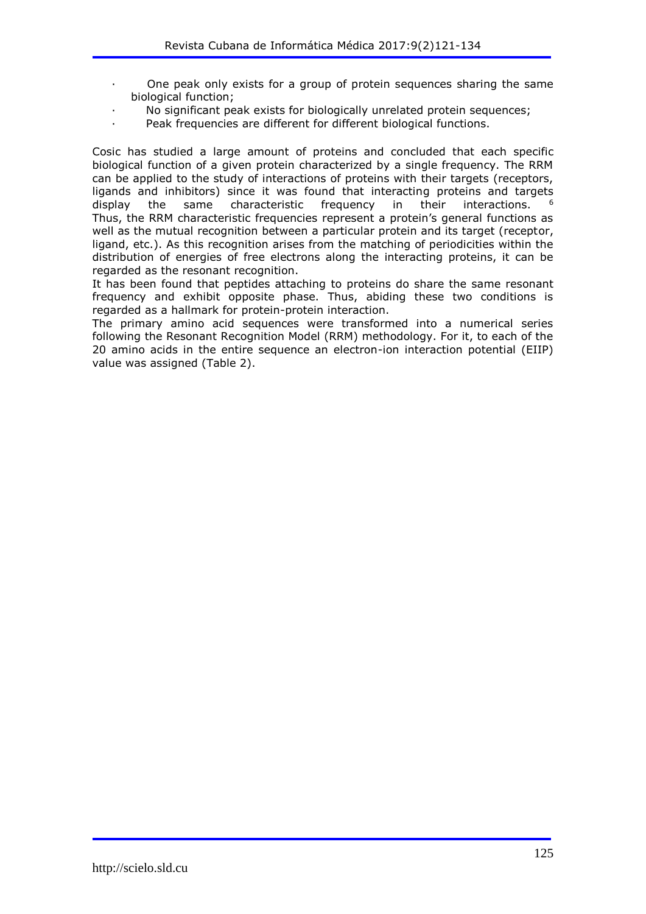- One peak only exists for a group of protein sequences sharing the same biological function;
- No significant peak exists for biologically unrelated protein sequences;
- Peak frequencies are different for different biological functions.

Cosic has studied a large amount of proteins and concluded that each specific biological function of a given protein characterized by a single frequency. The RRM can be applied to the study of interactions of proteins with their targets (receptors, ligands and inhibitors) since it was found that interacting proteins and targets display the same characteristic frequency in their interactions. [6] Thus, the RRM characteristic frequencies represent a protein's general functions as well as the mutual recognition between a particular protein and its target (receptor, ligand, etc.). As this recognition arises from the matching of periodicities within the distribution of energies of free electrons along the interacting proteins, it can be regarded as the resonant recognition.

It has been found that peptides attaching to proteins do share the same resonant frequency and exhibit opposite phase. Thus, abiding these two conditions is regarded as a hallmark for protein-protein interaction.

The primary amino acid sequences were transformed into a numerical series following the Resonant Recognition Model (RRM) methodology. For it, to each of the 20 amino acids in the entire sequence an electron-ion interaction potential (EIIP) value was assigned (Table 2).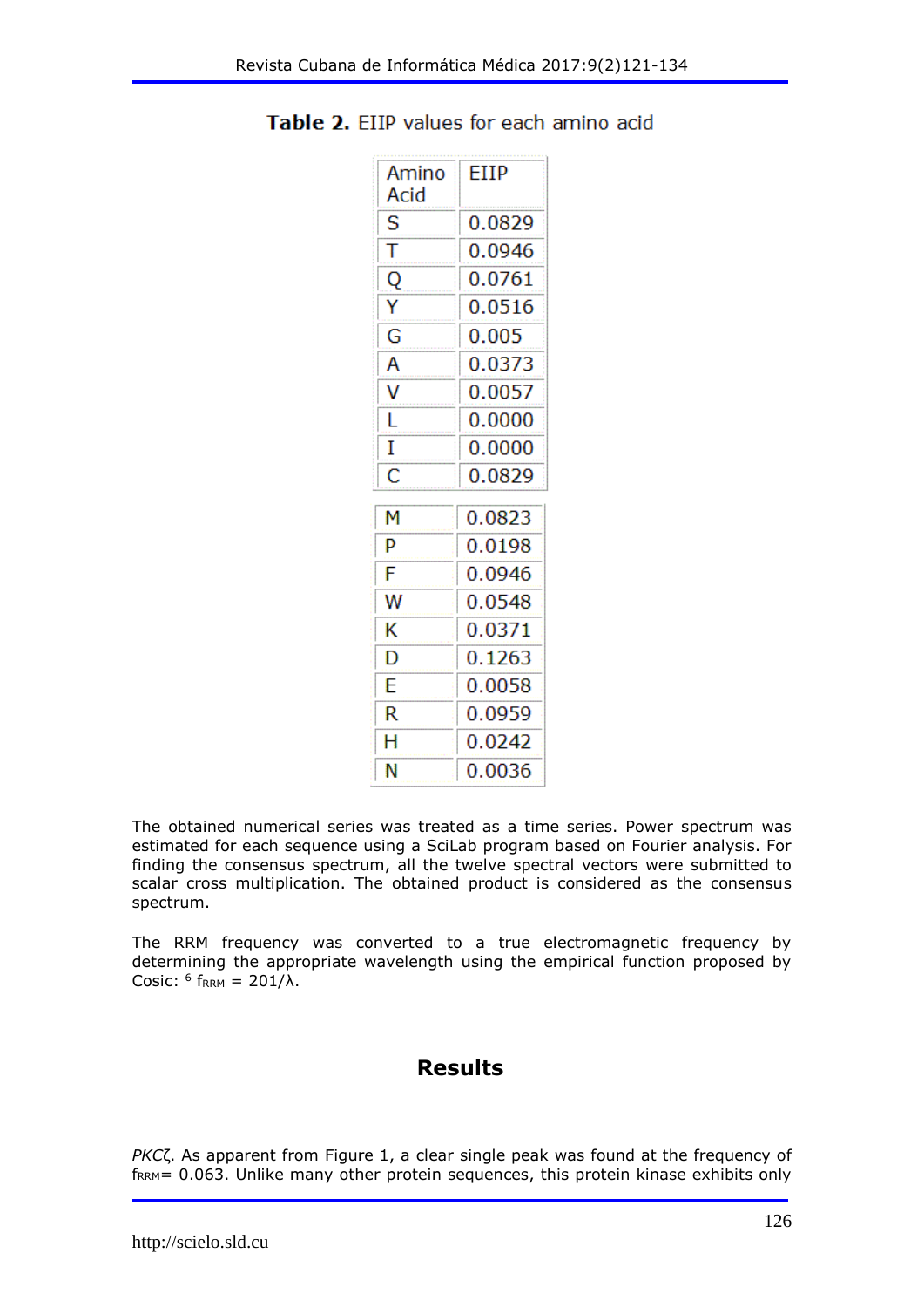**Table 2.** EIIP values for each amino acid

| Amino Acid | EIIP |
|---|---|
| S | 0.0829 |
| T | 0.0946 |
| Q | 0.0761 |
| Y | 0.0516 |
| G | 0.005 |
| A | 0.0373 |
| V | 0.0057 |
| L | 0.0000 |
| I | 0.0000 |
| C | 0.0829 |
| M | 0.0823 |
| P | 0.0198 |
| F | 0.0946 |
| W | 0.0548 |
| K | 0.0371 |
| D | 0.1263 |
| E | 0.0058 |
| R | 0.0959 |
| H | 0.0242 |
| N | 0.0036 |

The obtained numerical series was treated as a time series. Power spectrum was estimated for each sequence using a SciLab program based on Fourier analysis. For finding the consensus spectrum, all the twelve spectral vectors were submitted to scalar cross multiplication. The obtained product is considered as the consensus spectrum.

The RRM frequency was converted to a true electromagnetic frequency by determining the appropriate wavelength using the empirical function proposed by Cosic: [6] $f_{RRM} = 201/\lambda$.

## Results

*PKCζ*. As apparent from Figure 1, a clear single peak was found at the frequency of $f_{RRM}$= 0.063. Unlike many other protein sequences, this protein kinase exhibits only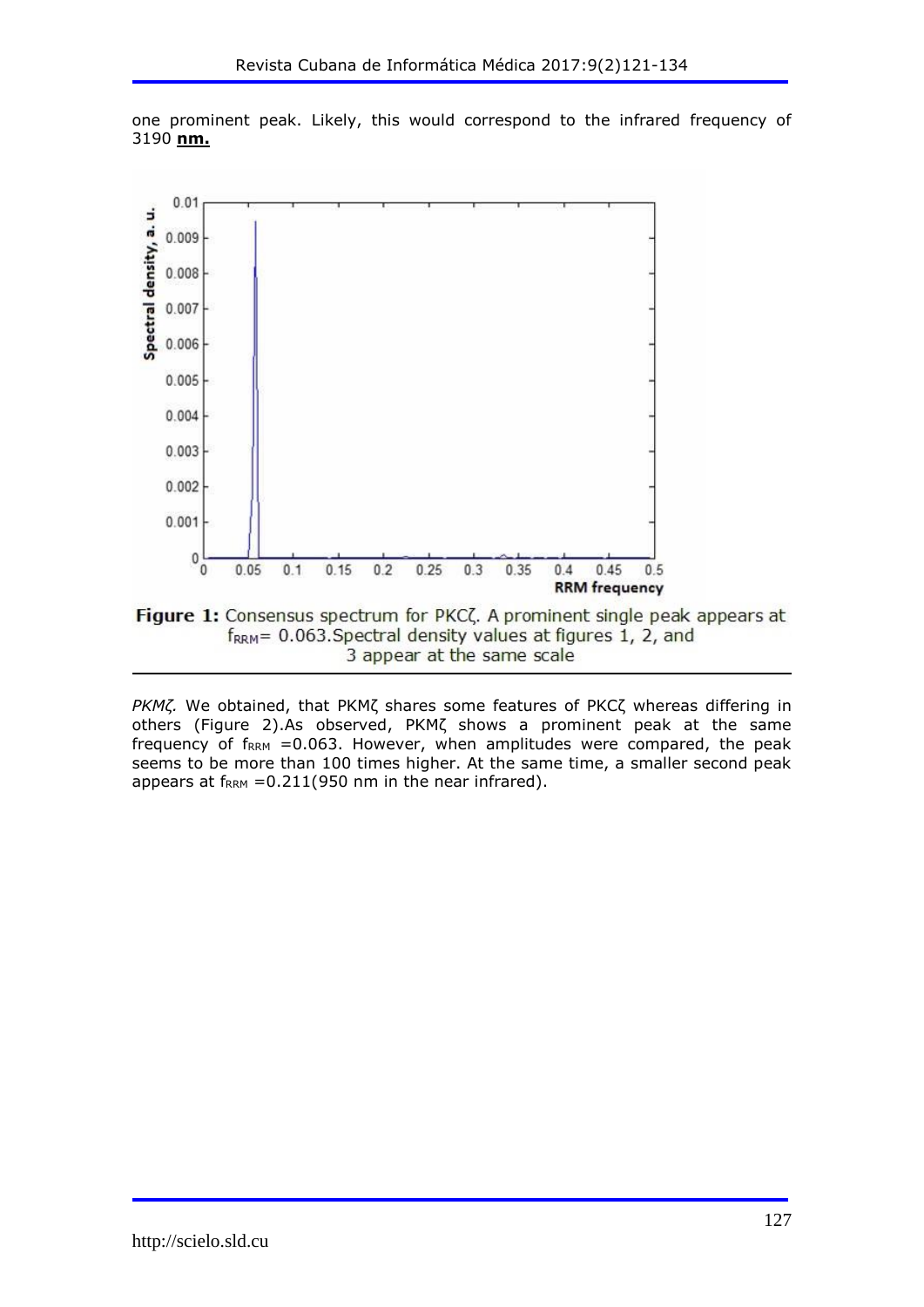one prominent peak. Likely, this would correspond to the infrared frequency of 3190 **nm.**

**Figure 1:** Consensus spectrum for PKCζ. A prominent single peak appears at $f_{RRM}$= 0.063.Spectral density values at figures 1, 2, and 3 appear at the same scale

*PKMζ.* We obtained, that PKMζ shares some features of PKCζ whereas differing in others (Figure 2).As observed, PKMζ shows a prominent peak at the same frequency of $f_{RRM}$ =0.063. However, when amplitudes were compared, the peak seems to be more than 100 times higher. At the same time, a smaller second peak appears at $f_{RRM}$ =0.211(950 nm in the near infrared).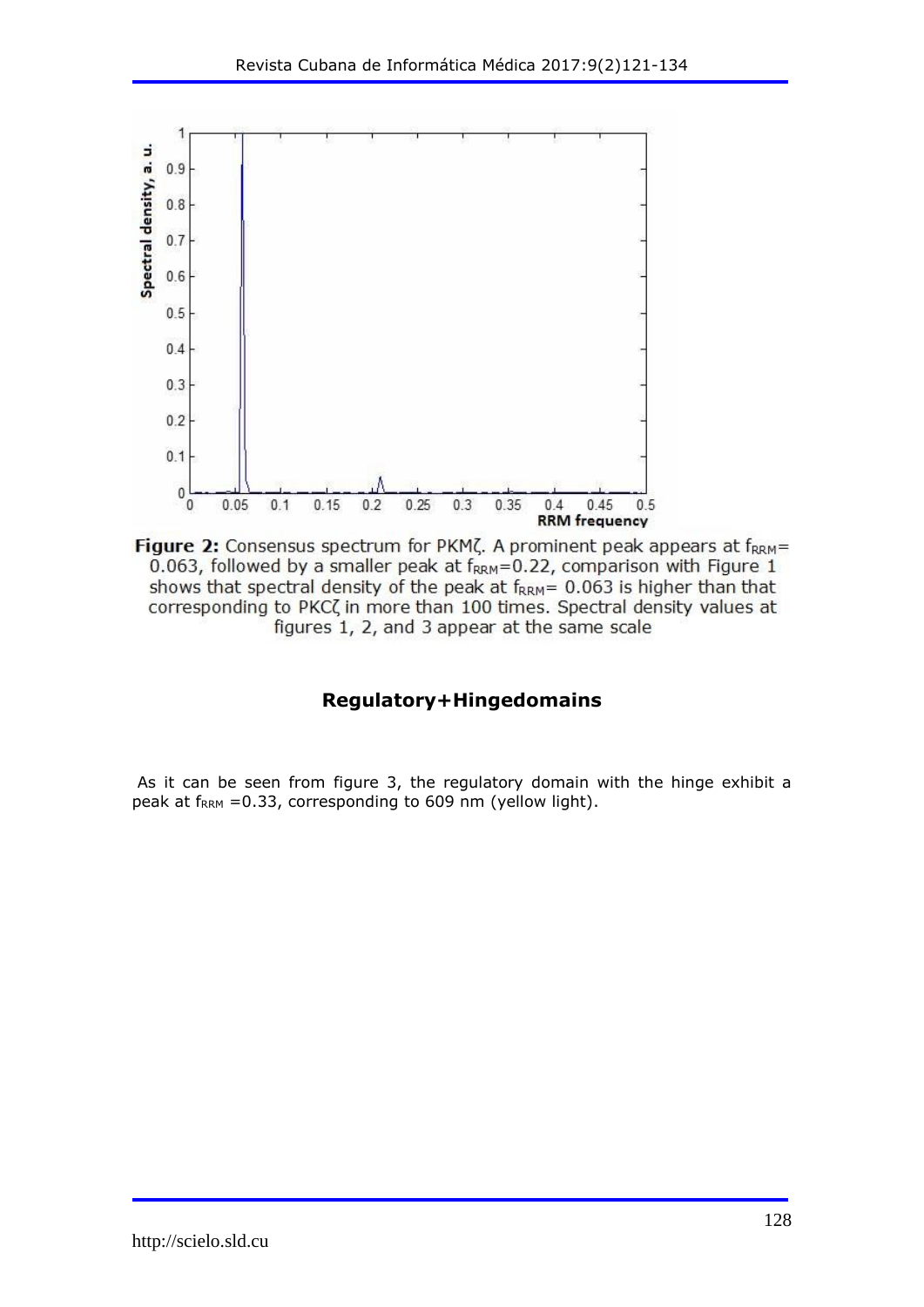Figure 2: Consensus spectrum for PKMζ. A prominent peak appears at $f_{RRM}$= 0.063, followed by a smaller peak at $f_{RRM}$=0.22, comparison with Figure 1 shows that spectral density of the peak at $f_{RRM}$= 0.063 is higher than that corresponding to PKCζ in more than 100 times. Spectral density values at figures 1, 2, and 3 appear at the same scale

## Regulatory+Hingedomains

As it can be seen from figure 3, the regulatory domain with the hinge exhibit a peak at $f_{RRM}$ =0.33, corresponding to 609 nm (yellow light).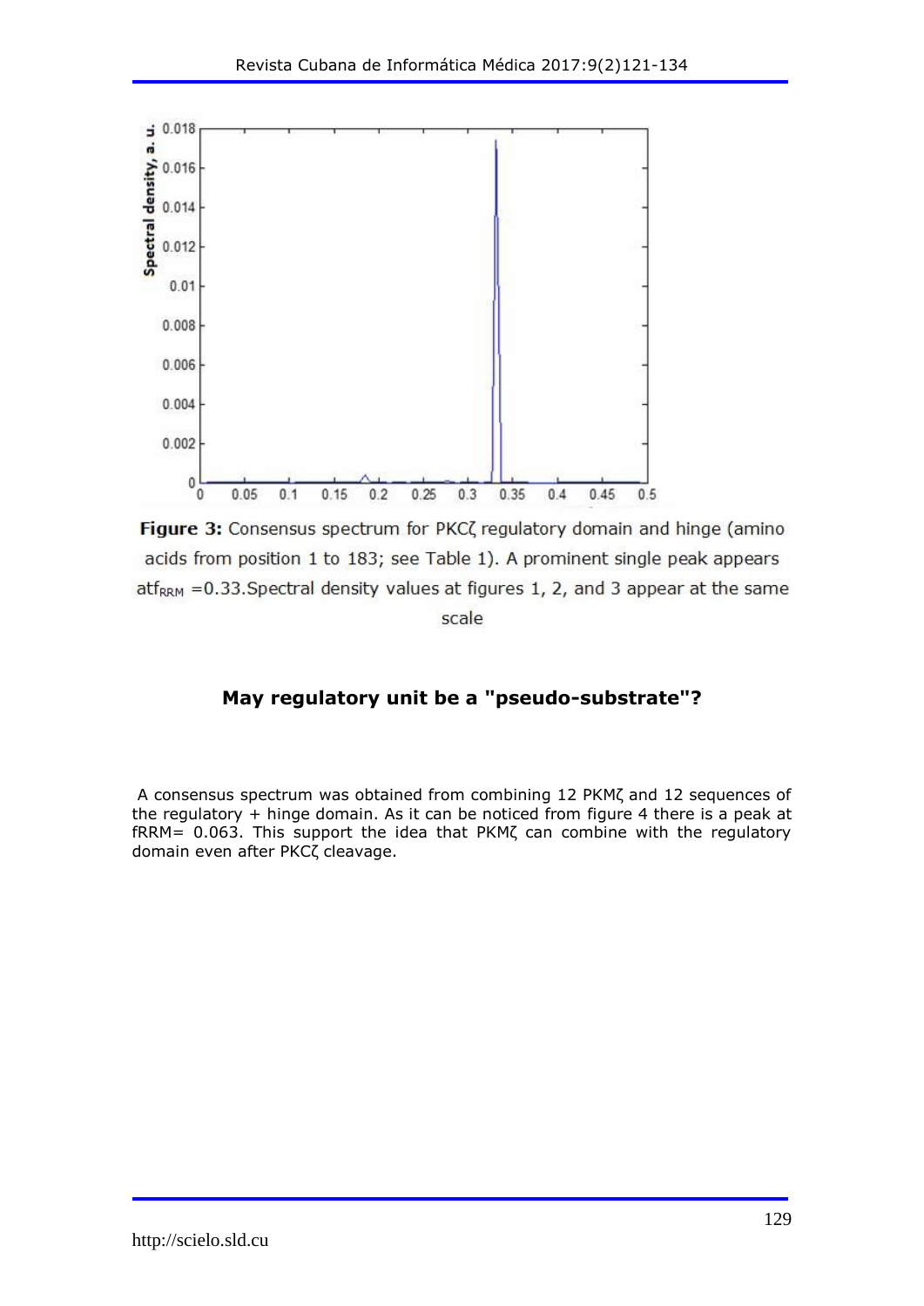**Figure 3:** Consensus spectrum for PKCζ regulatory domain and hinge (amino acids from position 1 to 183; see Table 1). A prominent single peak appears at $f_{RRM}$ =0.33.Spectral density values at figures 1, 2, and 3 appear at the same scale

## May regulatory unit be a "pseudo-substrate"?

A consensus spectrum was obtained from combining 12 PKMζ and 12 sequences of the regulatory + hinge domain. As it can be noticed from figure 4 there is a peak at fRRM= 0.063. This support the idea that PKMζ can combine with the regulatory domain even after PKCζ cleavage.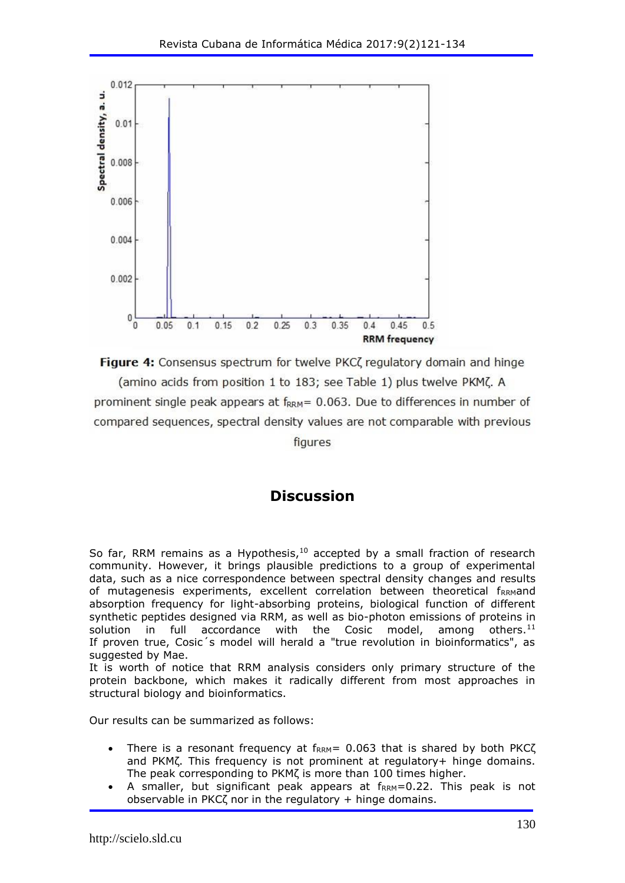Figure 4: Consensus spectrum for twelve PKCζ regulatory domain and hinge (amino acids from position 1 to 183; see Table 1) plus twelve PKMζ. A prominent single peak appears at $f_{RRM}$= 0.063. Due to differences in number of compared sequences, spectral density values are not comparable with previous figures

## Discussion

So far, RRM remains as a Hypothesis,[10] accepted by a small fraction of research community. However, it brings plausible predictions to a group of experimental data, such as a nice correspondence between spectral density changes and results of mutagenesis experiments, excellent correlation between theoretical $f_{RRM}$ and absorption frequency for light-absorbing proteins, biological function of different synthetic peptides designed via RRM, as well as bio-photon emissions of proteins in solution in full accordance with the Cosic model, among others.[11] If proven true, Cosic´s model will herald a "true revolution in bioinformatics", as suggested by Mae.

It is worth of notice that RRM analysis considers only primary structure of the protein backbone, which makes it radically different from most approaches in structural biology and bioinformatics.

Our results can be summarized as follows:

- There is a resonant frequency at $f_{RRM}$= 0.063 that is shared by both PKCζ and PKMζ. This frequency is not prominent at regulatory+ hinge domains. The peak corresponding to PKMζ is more than 100 times higher.
- A smaller, but significant peak appears at $f_{RRM}$=0.22. This peak is not observable in PKCζ nor in the regulatory + hinge domains.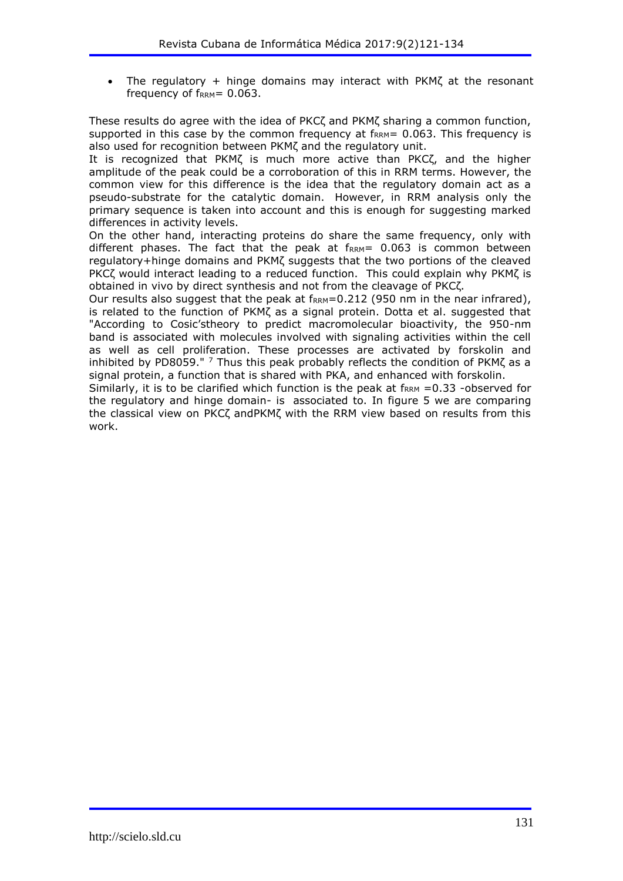- The regulatory + hinge domains may interact with PKMζ at the resonant frequency of $f_{RRM}$= 0.063.

These results do agree with the idea of PKCζ and PKMζ sharing a common function, supported in this case by the common frequency at $f_{RRM}$= 0.063. This frequency is also used for recognition between PKMζ and the regulatory unit.

It is recognized that PKMζ is much more active than PKCζ, and the higher amplitude of the peak could be a corroboration of this in RRM terms. However, the common view for this difference is the idea that the regulatory domain act as a pseudo-substrate for the catalytic domain. However, in RRM analysis only the primary sequence is taken into account and this is enough for suggesting marked differences in activity levels.

On the other hand, interacting proteins do share the same frequency, only with different phases. The fact that the peak at $f_{RRM}$= 0.063 is common between regulatory+hinge domains and PKMζ suggests that the two portions of the cleaved PKCζ would interact leading to a reduced function. This could explain why PKMζ is obtained in vivo by direct synthesis and not from the cleavage of PKCζ.

Our results also suggest that the peak at $f_{RRM}$=0.212 (950 nm in the near infrared), is related to the function of PKMζ as a signal protein. Dotta et al. suggested that "According to Cosic'stheory to predict macromolecular bioactivity, the 950-nm band is associated with molecules involved with signaling activities within the cell as well as cell proliferation. These processes are activated by forskolin and inhibited by PD8059." [7] Thus this peak probably reflects the condition of PKMζ as a signal protein, a function that is shared with PKA, and enhanced with forskolin.

Similarly, it is to be clarified which function is the peak at $f_{RRM}$ =0.33 -observed for the regulatory and hinge domain- is associated to. In figure 5 we are comparing the classical view on PKCζ andPKMζ with the RRM view based on results from this work.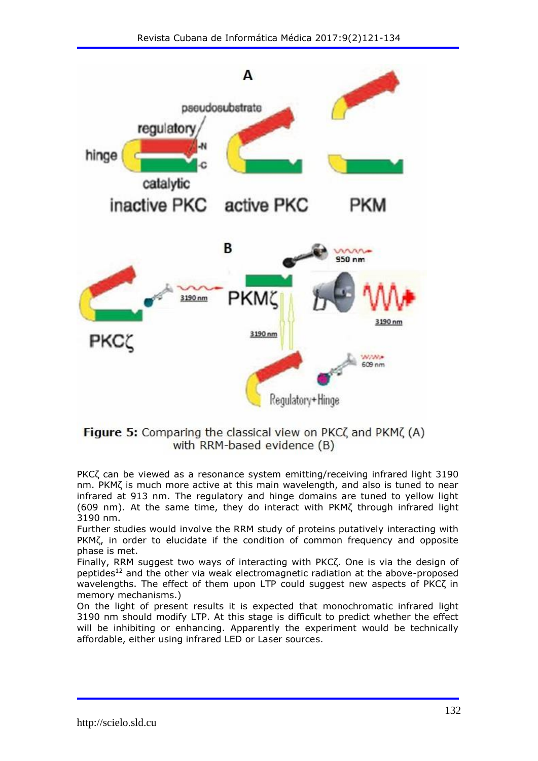**Figure 5:** Comparing the classical view on PKCζ and PKMζ (A) with RRM-based evidence (B)

PKCζ can be viewed as a resonance system emitting/receiving infrared light 3190 nm. PKMζ is much more active at this main wavelength, and also is tuned to near infrared at 913 nm. The regulatory and hinge domains are tuned to yellow light (609 nm). At the same time, they do interact with PKMζ through infrared light 3190 nm.

Further studies would involve the RRM study of proteins putatively interacting with PKMζ, in order to elucidate if the condition of common frequency and opposite phase is met.

Finally, RRM suggest two ways of interacting with PKCζ. One is via the design of peptides[12] and the other via weak electromagnetic radiation at the above-proposed wavelengths. The effect of them upon LTP could suggest new aspects of PKCζ in memory mechanisms.)

On the light of present results it is expected that monochromatic infrared light 3190 nm should modify LTP. At this stage is difficult to predict whether the effect will be inhibiting or enhancing. Apparently the experiment would be technically affordable, either using infrared LED or Laser sources.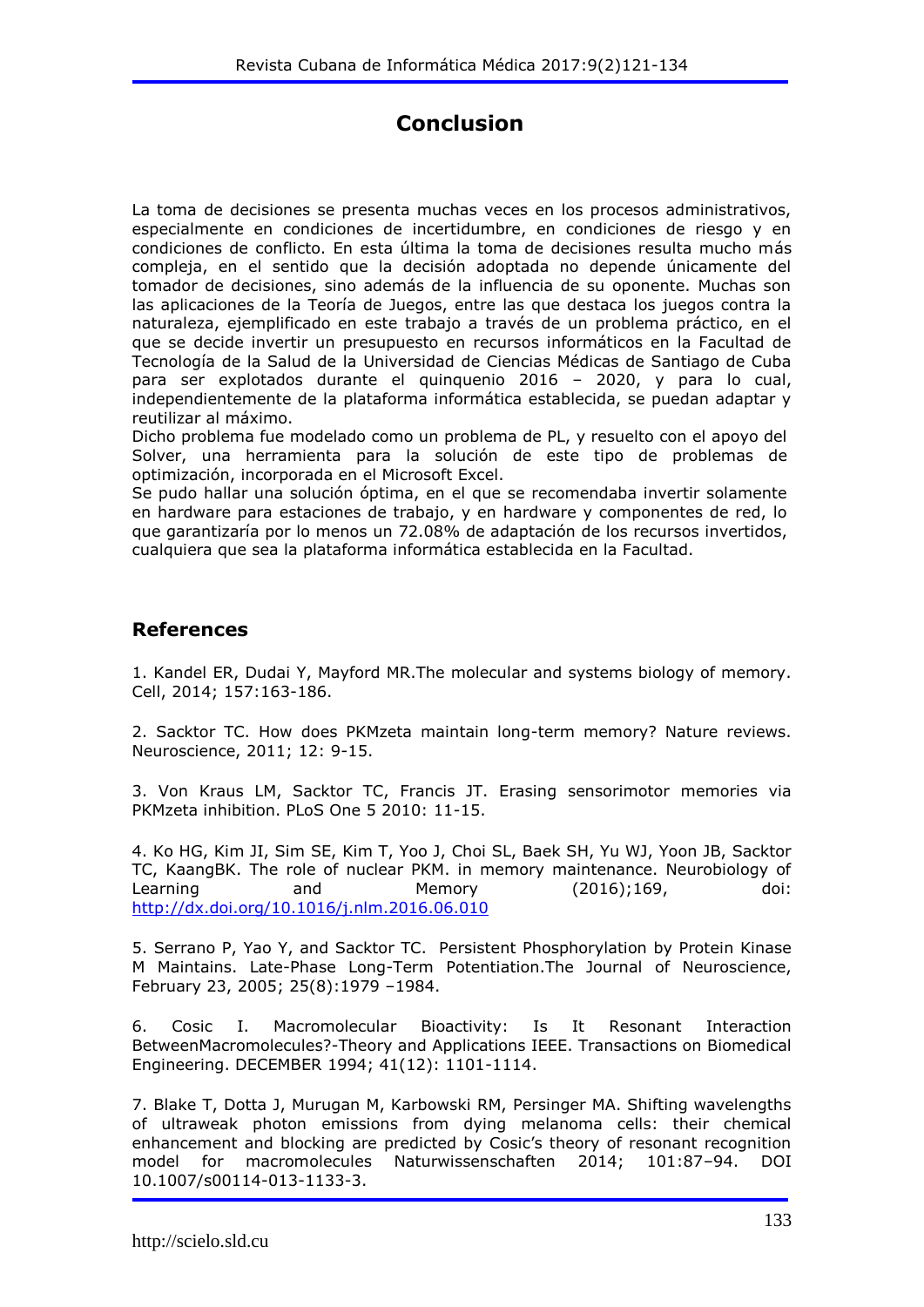# Conclusion

La toma de decisiones se presenta muchas veces en los procesos administrativos, especialmente en condiciones de incertidumbre, en condiciones de riesgo y en condiciones de conflicto. En esta última la toma de decisiones resulta mucho más compleja, en el sentido que la decisión adoptada no depende únicamente del tomador de decisiones, sino además de la influencia de su oponente. Muchas son las aplicaciones de la Teoría de Juegos, entre las que destaca los juegos contra la naturaleza, ejemplificado en este trabajo a través de un problema práctico, en el que se decide invertir un presupuesto en recursos informáticos en la Facultad de Tecnología de la Salud de la Universidad de Ciencias Médicas de Santiago de Cuba para ser explotados durante el quinquenio 2016 – 2020, y para lo cual, independientemente de la plataforma informática establecida, se puedan adaptar y reutilizar al máximo.
Dicho problema fue modelado como un problema de PL, y resuelto con el apoyo del Solver, una herramienta para la solución de este tipo de problemas de optimización, incorporada en el Microsoft Excel.
Se pudo hallar una solución óptima, en el que se recomendaba invertir solamente en hardware para estaciones de trabajo, y en hardware y componentes de red, lo que garantizaría por lo menos un 72.08% de adaptación de los recursos invertidos, cualquiera que sea la plataforma informática establecida en la Facultad.

## References

1. Kandel ER, Dudai Y, Mayford MR.The molecular and systems biology of memory. Cell, 2014; 157:163-186.

2. Sacktor TC. How does PKMzeta maintain long-term memory? Nature reviews. Neuroscience, 2011; 12: 9-15.

3. Von Kraus LM, Sacktor TC, Francis JT. Erasing sensorimotor memories via PKMzeta inhibition. PLoS One 5 2010: 11-15.

4. Ko HG, Kim JI, Sim SE, Kim T, Yoo J, Choi SL, Baek SH, Yu WJ, Yoon JB, Sacktor TC, KaangBK. The role of nuclear PKM. in memory maintenance. Neurobiology of Learning and Memory (2016);169, doi: http://dx.doi.org/10.1016/j.nlm.2016.06.010

5. Serrano P, Yao Y, and Sacktor TC. Persistent Phosphorylation by Protein Kinase M Maintains. Late-Phase Long-Term Potentiation.The Journal of Neuroscience, February 23, 2005; 25(8):1979 –1984.

6. Cosic I. Macromolecular Bioactivity: Is It Resonant Interaction BetweenMacromolecules?-Theory and Applications IEEE. Transactions on Biomedical Engineering. DECEMBER 1994; 41(12): 1101-1114.

7. Blake T, Dotta J, Murugan M, Karbowski RM, Persinger MA. Shifting wavelengths of ultraweak photon emissions from dying melanoma cells: their chemical enhancement and blocking are predicted by Cosic's theory of resonant recognition model for macromolecules Naturwissenschaften 2014; 101:87–94. DOI 10.1007/s00114-013-1133-3.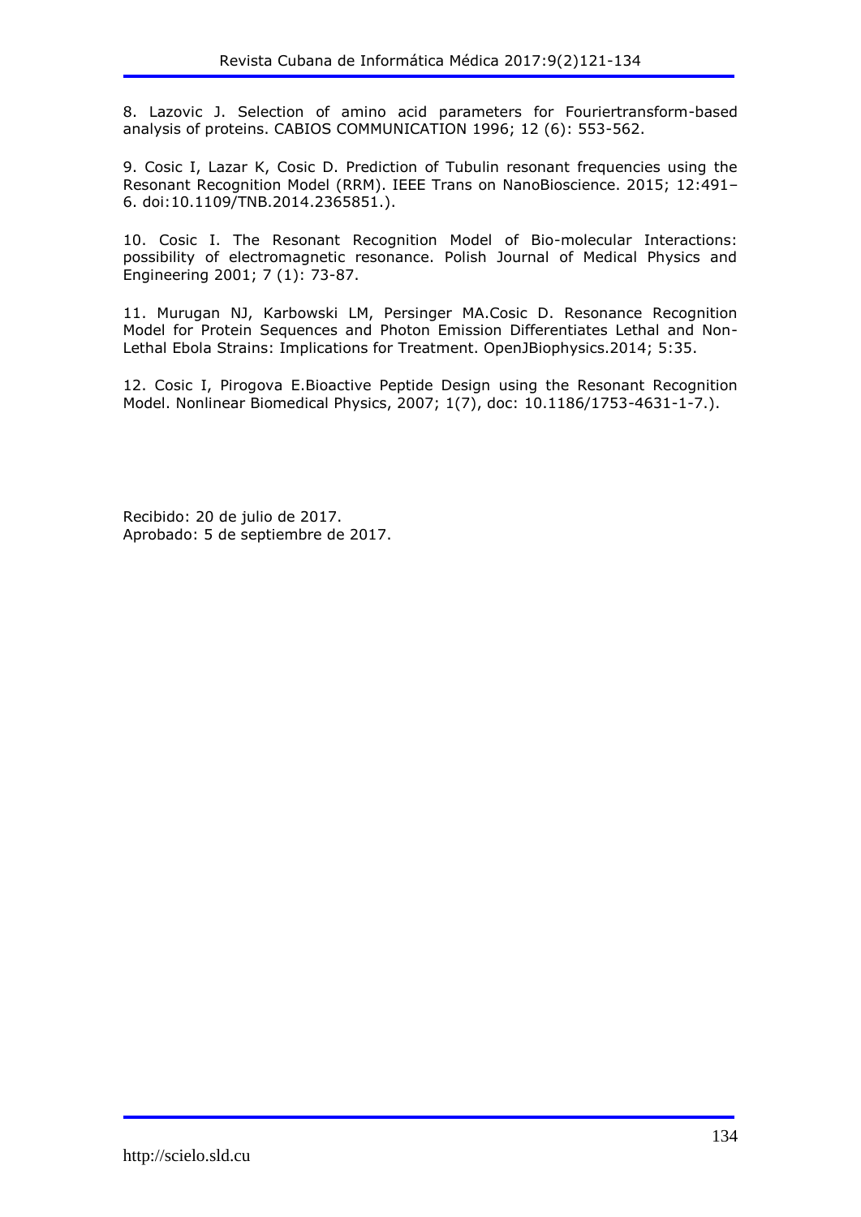8. Lazovic J. Selection of amino acid parameters for Fouriertransform-based analysis of proteins. CABIOS COMMUNICATION 1996; 12 (6): 553-562.

9. Cosic I, Lazar K, Cosic D. Prediction of Tubulin resonant frequencies using the Resonant Recognition Model (RRM). IEEE Trans on NanoBioscience. 2015; 12:491–6. doi:10.1109/TNB.2014.2365851.).

10. Cosic I. The Resonant Recognition Model of Bio-molecular Interactions: possibility of electromagnetic resonance. Polish Journal of Medical Physics and Engineering 2001; 7 (1): 73-87.

11. Murugan NJ, Karbowski LM, Persinger MA.Cosic D. Resonance Recognition Model for Protein Sequences and Photon Emission Differentiates Lethal and Non-Lethal Ebola Strains: Implications for Treatment. OpenJBiophysics.2014; 5:35.

12. Cosic I, Pirogova E.Bioactive Peptide Design using the Resonant Recognition Model. Nonlinear Biomedical Physics, 2007; 1(7), doc: 10.1186/1753-4631-1-7.).

Recibido: 20 de julio de 2017.
Aprobado: 5 de septiembre de 2017.